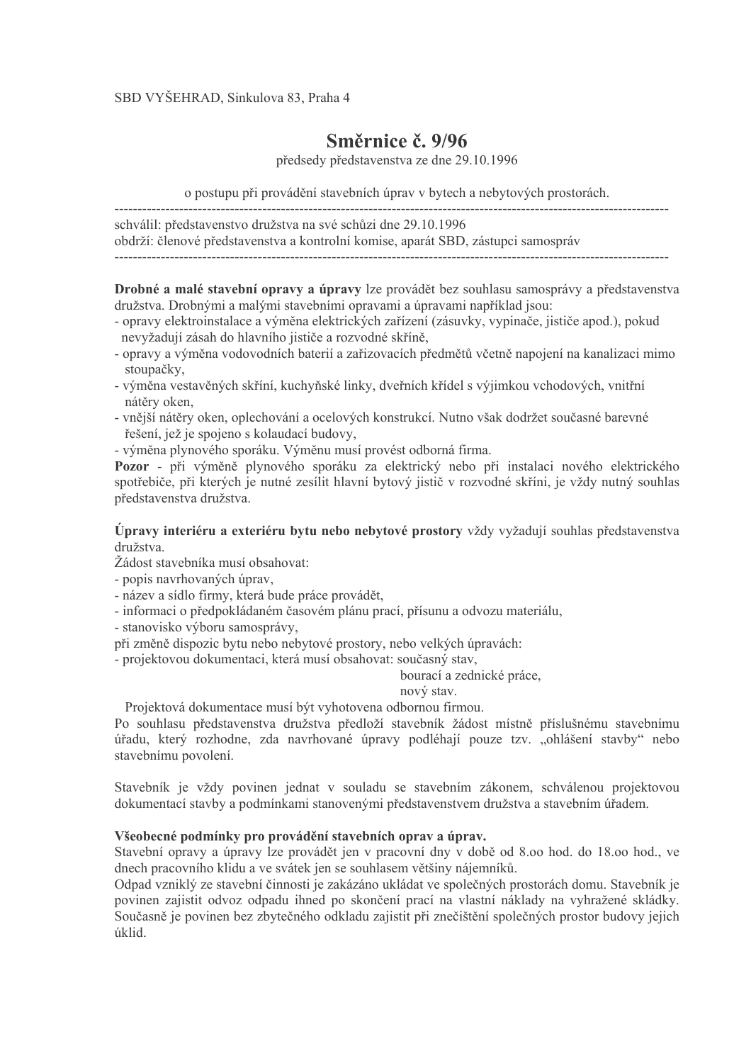SBD VYŠEHRAD, Sinkulova 83, Praha 4

# Směrnice č. 9/96

předsedy představenstva ze dne 29.10.1996

o postupu při provádění stavebních úprav v bytech a nebytových prostorách.

---

schválil: představenstvo družstva na své schůzi dne 29.10.1996
obdrží: členové představenstva a kontrolní komise, aparát SBD, zástupci samospráv

---

**Drobné a malé stavební opravy a úpravy** lze provádět bez souhlasu samosprávy a představenstva družstva. Drobnými a malými stavebními opravami a úpravami například jsou:

- opravy elektroinstalace a výměna elektrických zařízení (zásuvky, vypínače, jističe apod.), pokud nevyžadují zásah do hlavního jističe a rozvodné skříně,
- opravy a výměna vodovodních baterií a zařizovacích předmětů včetně napojení na kanalizaci mimo stoupačky,
- výměna vestavěných skříní, kuchyňské linky, dveřních křídel s výjimkou vchodových, vnitřní nátěry oken,
- vnější nátěry oken, oplechování a ocelových konstrukcí. Nutno však dodržet současné barevné řešení, jež je spojeno s kolaudací budovy,
- výměna plynového sporáku. Výměnu musí provést odborná firma.

**Pozor** - při výměně plynového sporáku za elektrický nebo při instalaci nového elektrického spotřebiče, při kterých je nutné zesílit hlavní bytový jistič v rozvodné skříni, je vždy nutný souhlas představenstva družstva.

**Úpravy interiéru a exteriéru bytu nebo nebytové prostory** vždy vyžadují souhlas představenstva družstva.

Žádost stavebníka musí obsahovat:

- popis navrhovaných úprav,
- název a sídlo firmy, která bude práce provádět,
- informaci o předpokládaném časovém plánu prací, přísunu a odvozu materiálu,
- stanovisko výboru samosprávy,

při změně dispozic bytu nebo nebytové prostory, nebo velkých úpravách:

- projektovou dokumentaci, která musí obsahovat: současný stav,
  bourací a zednické práce,
  nový stav.

Projektová dokumentace musí být vyhotovena odbornou firmou.

Po souhlasu představenstva družstva předloží stavebník žádost místně příslušnému stavebnímu úřadu, který rozhodne, zda navrhované úpravy podléhají pouze tzv. „ohlášení stavby" nebo stavebnímu povolení.

Stavebník je vždy povinen jednat v souladu se stavebním zákonem, schválenou projektovou dokumentací stavby a podmínkami stanovenými představenstvem družstva a stavebním úřadem.

**Všeobecné podmínky pro provádění stavebních oprav a úprav.**

Stavební opravy a úpravy lze provádět jen v pracovní dny v době od 8.oo hod. do 18.oo hod., ve dnech pracovního klidu a ve svátek jen se souhlasem většiny nájemníků.

Odpad vzniklý ze stavební činnosti je zakázáno ukládat ve společných prostorách domu. Stavebník je povinen zajistit odvoz odpadu ihned po skončení prací na vlastní náklady na vyhražené skládky. Současně je povinen bez zbytečného odkladu zajistit při znečištění společných prostor budovy jejich úklid.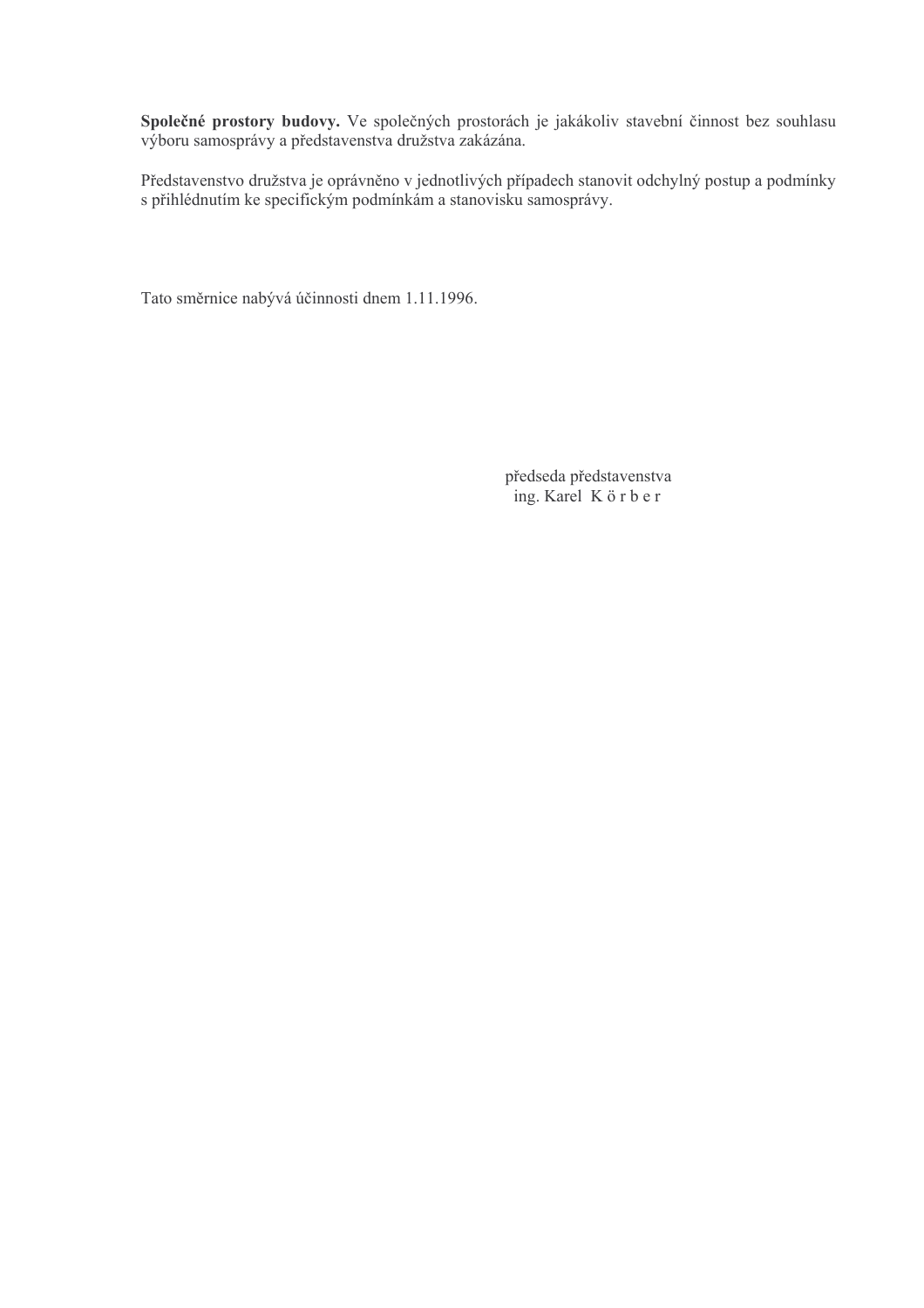**Společné prostory budovy.** Ve společných prostorách je jakákoliv stavební činnost bez souhlasu výboru samosprávy a představenstva družstva zakázána.

Představenstvo družstva je oprávněno v jednotlivých případech stanovit odchylný postup a podmínky s přihlédnutím ke specifickým podmínkám a stanovisku samosprávy.

Tato směrnice nabývá účinnosti dnem 1.11.1996.

předseda představenstva
ing. Karel K ö r b e r